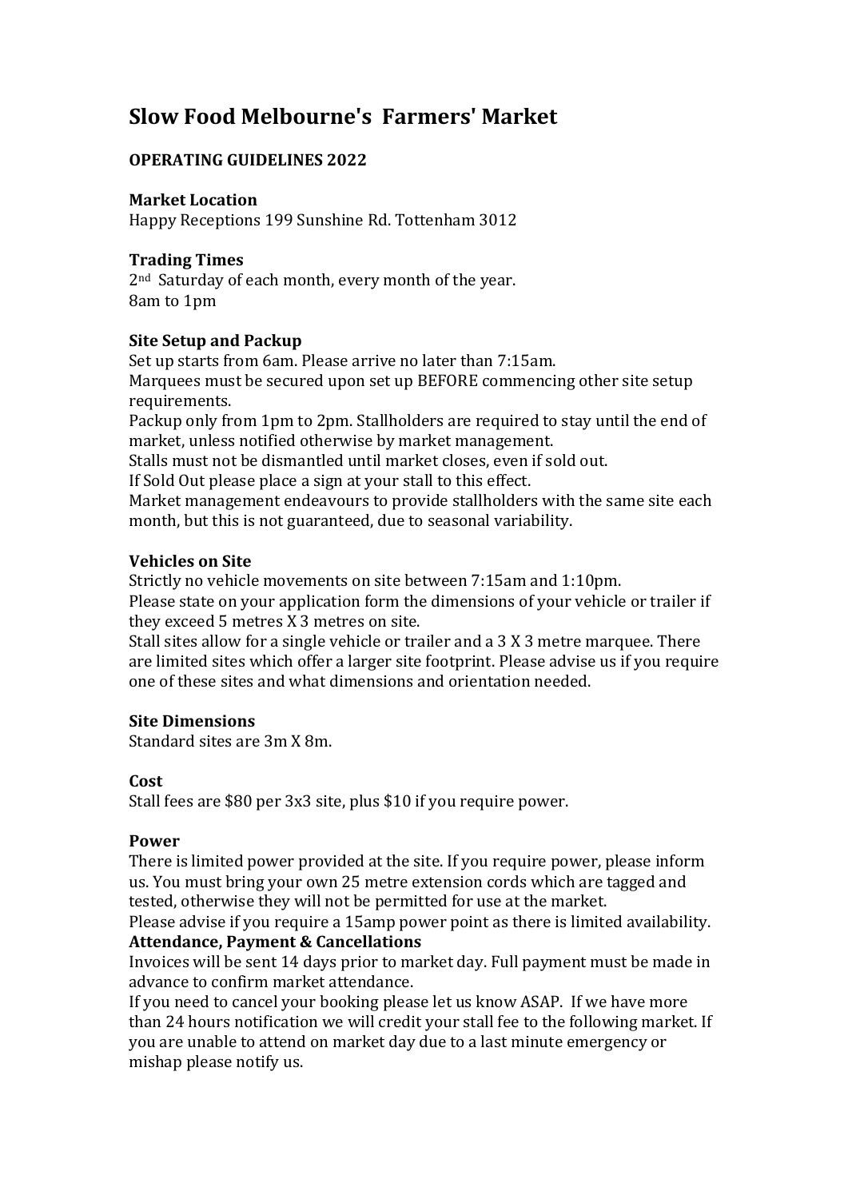# Slow Food Melbourne's  Farmers' Market

**OPERATING GUIDELINES 2022**

**Market Location**

Happy Receptions 199 Sunshine Rd. Tottenham 3012

**Trading Times**

2nd  Saturday of each month, every month of the year.
8am to 1pm

**Site Setup and Packup**

Set up starts from 6am. Please arrive no later than 7:15am.
Marquees must be secured upon set up BEFORE commencing other site setup requirements.
Packup only from 1pm to 2pm. Stallholders are required to stay until the end of market, unless notified otherwise by market management.
Stalls must not be dismantled until market closes, even if sold out.
If Sold Out please place a sign at your stall to this effect.
Market management endeavours to provide stallholders with the same site each month, but this is not guaranteed, due to seasonal variability.

**Vehicles on Site**

Strictly no vehicle movements on site between 7:15am and 1:10pm.
Please state on your application form the dimensions of your vehicle or trailer if they exceed 5 metres X 3 metres on site.
Stall sites allow for a single vehicle or trailer and a 3 X 3 metre marquee. There are limited sites which offer a larger site footprint. Please advise us if you require one of these sites and what dimensions and orientation needed.

**Site Dimensions**

Standard sites are 3m X 8m.

**Cost**

Stall fees are $80 per 3x3 site, plus $10 if you require power.

**Power**

There is limited power provided at the site. If you require power, please inform us. You must bring your own 25 metre extension cords which are tagged and tested, otherwise they will not be permitted for use at the market.
Please advise if you require a 15amp power point as there is limited availability.

**Attendance, Payment & Cancellations**

Invoices will be sent 14 days prior to market day. Full payment must be made in advance to confirm market attendance.
If you need to cancel your booking please let us know ASAP.  If we have more than 24 hours notification we will credit your stall fee to the following market. If you are unable to attend on market day due to a last minute emergency or mishap please notify us.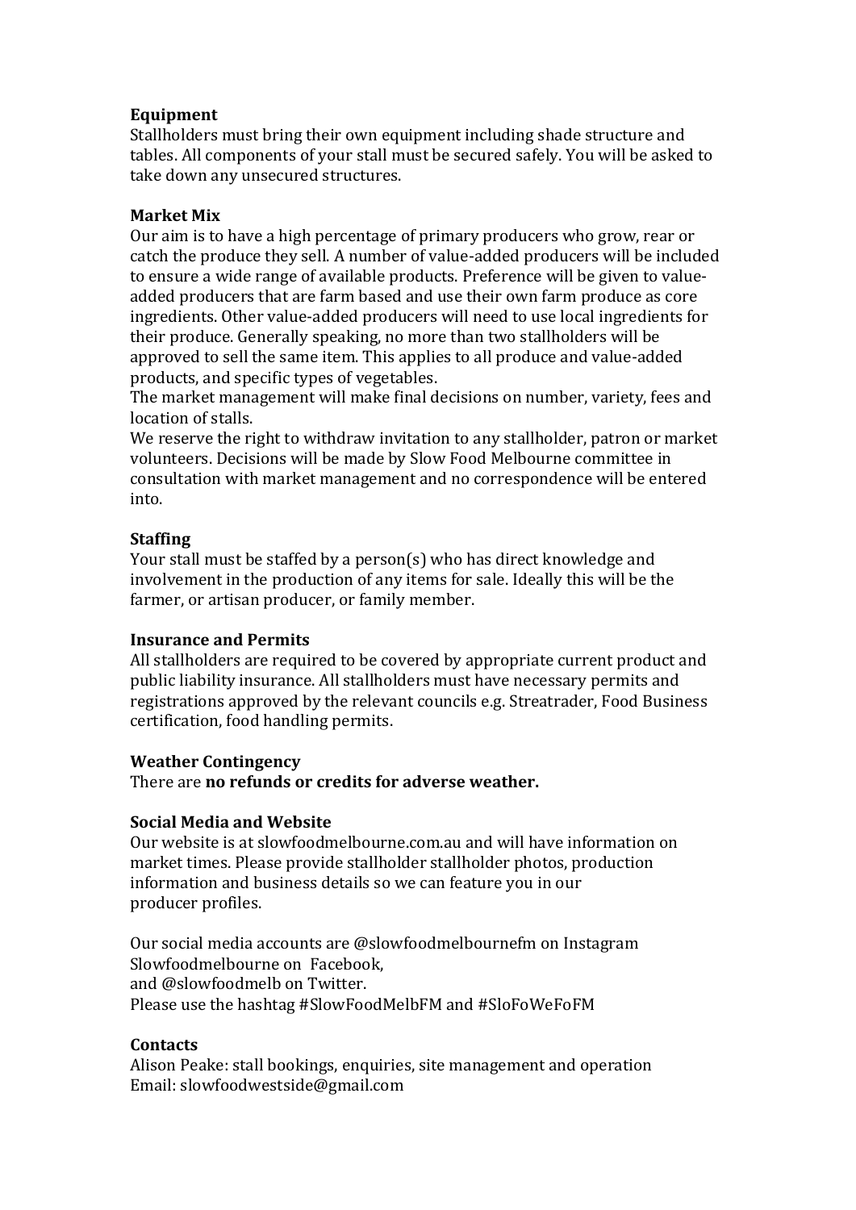**Equipment**

Stallholders must bring their own equipment including shade structure and tables. All components of your stall must be secured safely. You will be asked to take down any unsecured structures.

**Market Mix**

Our aim is to have a high percentage of primary producers who grow, rear or catch the produce they sell. A number of value-added producers will be included to ensure a wide range of available products. Preference will be given to value-added producers that are farm based and use their own farm produce as core ingredients. Other value-added producers will need to use local ingredients for their produce. Generally speaking, no more than two stallholders will be approved to sell the same item. This applies to all produce and value-added products, and specific types of vegetables.

The market management will make final decisions on number, variety, fees and location of stalls.

We reserve the right to withdraw invitation to any stallholder, patron or market volunteers. Decisions will be made by Slow Food Melbourne committee in consultation with market management and no correspondence will be entered into.

**Staffing**

Your stall must be staffed by a person(s) who has direct knowledge and involvement in the production of any items for sale. Ideally this will be the farmer, or artisan producer, or family member.

**Insurance and Permits**

All stallholders are required to be covered by appropriate current product and public liability insurance. All stallholders must have necessary permits and registrations approved by the relevant councils e.g. Streatrader, Food Business certification, food handling permits.

**Weather Contingency**

There are **no refunds or credits for adverse weather.**

**Social Media and Website**

Our website is at slowfoodmelbourne.com.au and will have information on market times. Please provide stallholder stallholder photos, production information and business details so we can feature you in our producer profiles.

Our social media accounts are @slowfoodmelbournefm on Instagram
Slowfoodmelbourne on Facebook,
and @slowfoodmelb on Twitter.
Please use the hashtag #SlowFoodMelbFM and #SloFoWeFoFM

**Contacts**

Alison Peake: stall bookings, enquiries, site management and operation
Email: slowfoodwestside@gmail.com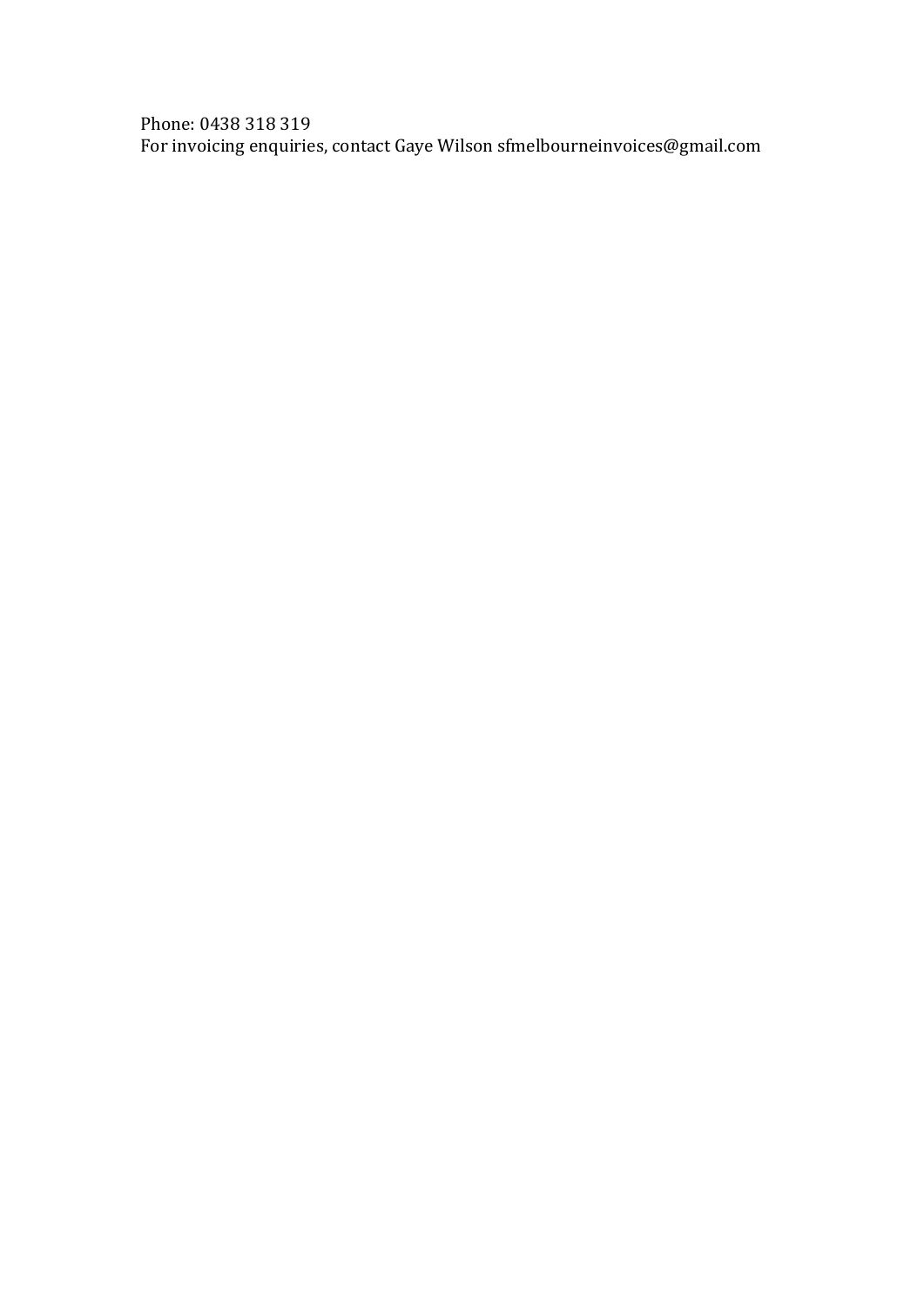Phone: 0438 318 319
For invoicing enquiries, contact Gaye Wilson sfmelbourneinvoices@gmail.com